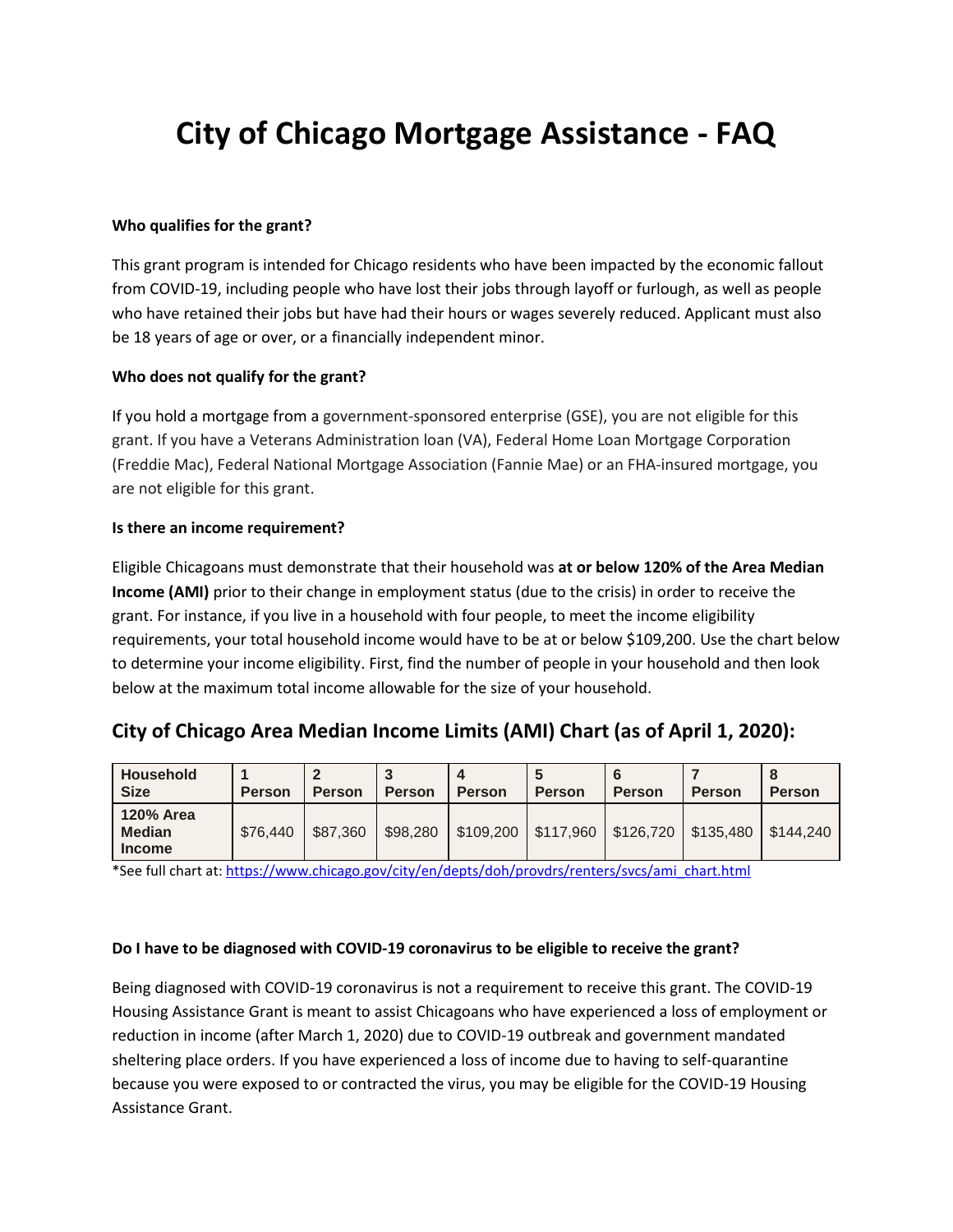# City of Chicago Mortgage Assistance - FAQ

**Who qualifies for the grant?**

This grant program is intended for Chicago residents who have been impacted by the economic fallout from COVID-19, including people who have lost their jobs through layoff or furlough, as well as people who have retained their jobs but have had their hours or wages severely reduced. Applicant must also be 18 years of age or over, or a financially independent minor.

**Who does not qualify for the grant?**

If you hold a mortgage from a government-sponsored enterprise (GSE), you are not eligible for this grant. If you have a Veterans Administration loan (VA), Federal Home Loan Mortgage Corporation (Freddie Mac), Federal National Mortgage Association (Fannie Mae) or an FHA-insured mortgage, you are not eligible for this grant.

**Is there an income requirement?**

Eligible Chicagoans must demonstrate that their household was **at or below 120% of the Area Median Income (AMI)** prior to their change in employment status (due to the crisis) in order to receive the grant. For instance, if you live in a household with four people, to meet the income eligibility requirements, your total household income would have to be at or below $109,200. Use the chart below to determine your income eligibility. First, find the number of people in your household and then look below at the maximum total income allowable for the size of your household.

## City of Chicago Area Median Income Limits (AMI) Chart (as of April 1, 2020):

| Household Size | 1 Person | 2 Person | 3 Person | 4 Person | 5 Person | 6 Person | 7 Person | 8 Person |
|---|---|---|---|---|---|---|---|---|
| 120% Area Median Income | $76,440 | $87,360 | $98,280 | $109,200 | $117,960 | $126,720 | $135,480 | $144,240 |

*See full chart at: https://www.chicago.gov/city/en/depts/doh/provdrs/renters/svcs/ami_chart.html

**Do I have to be diagnosed with COVID-19 coronavirus to be eligible to receive the grant?**

Being diagnosed with COVID-19 coronavirus is not a requirement to receive this grant. The COVID-19 Housing Assistance Grant is meant to assist Chicagoans who have experienced a loss of employment or reduction in income (after March 1, 2020) due to COVID-19 outbreak and government mandated sheltering place orders. If you have experienced a loss of income due to having to self-quarantine because you were exposed to or contracted the virus, you may be eligible for the COVID-19 Housing Assistance Grant.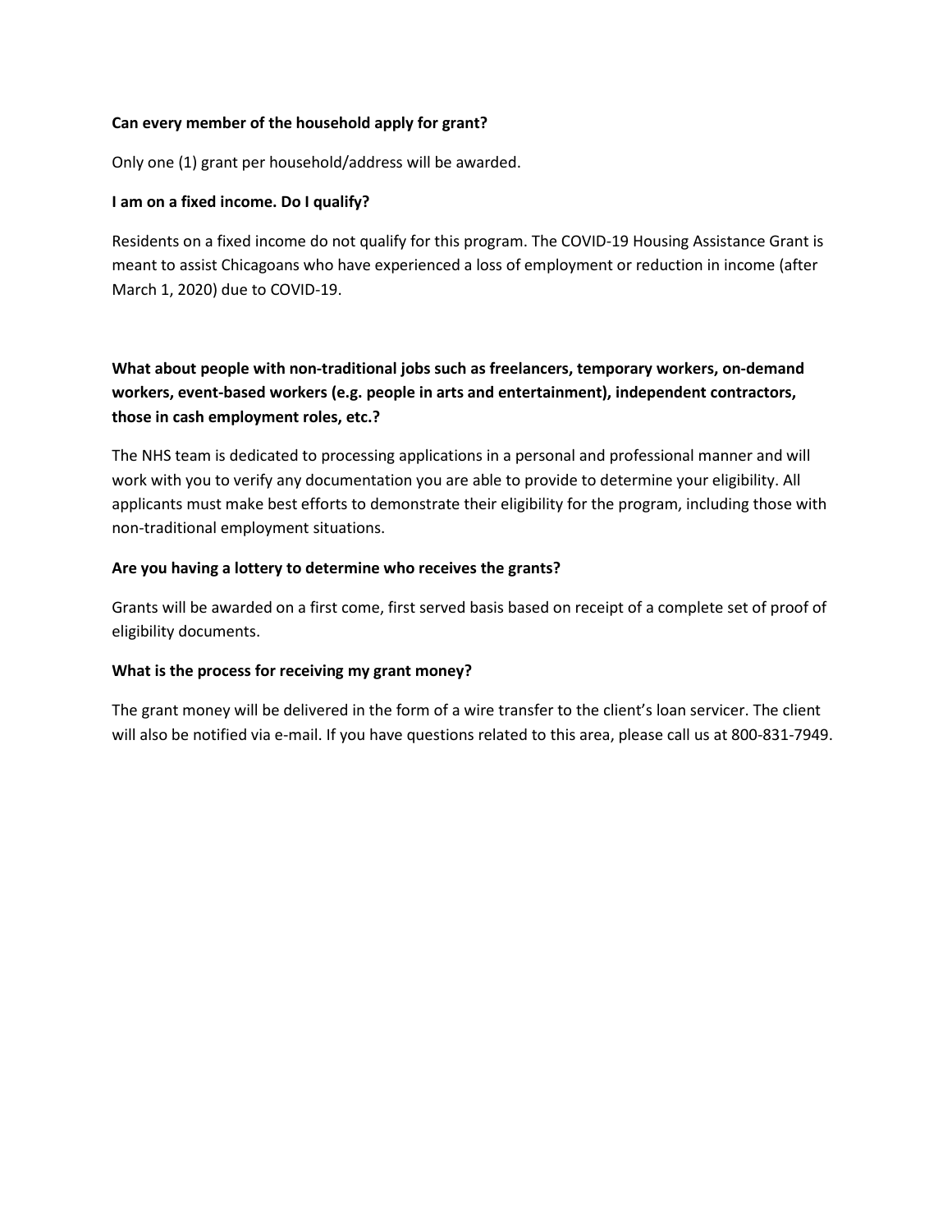**Can every member of the household apply for grant?**

Only one (1) grant per household/address will be awarded.

**I am on a fixed income. Do I qualify?**

Residents on a fixed income do not qualify for this program. The COVID-19 Housing Assistance Grant is meant to assist Chicagoans who have experienced a loss of employment or reduction in income (after March 1, 2020) due to COVID-19.

**What about people with non-traditional jobs such as freelancers, temporary workers, on-demand workers, event-based workers (e.g. people in arts and entertainment), independent contractors, those in cash employment roles, etc.?**

The NHS team is dedicated to processing applications in a personal and professional manner and will work with you to verify any documentation you are able to provide to determine your eligibility. All applicants must make best efforts to demonstrate their eligibility for the program, including those with non-traditional employment situations.

**Are you having a lottery to determine who receives the grants?**

Grants will be awarded on a first come, first served basis based on receipt of a complete set of proof of eligibility documents.

**What is the process for receiving my grant money?**

The grant money will be delivered in the form of a wire transfer to the client's loan servicer. The client will also be notified via e-mail. If you have questions related to this area, please call us at 800-831-7949.